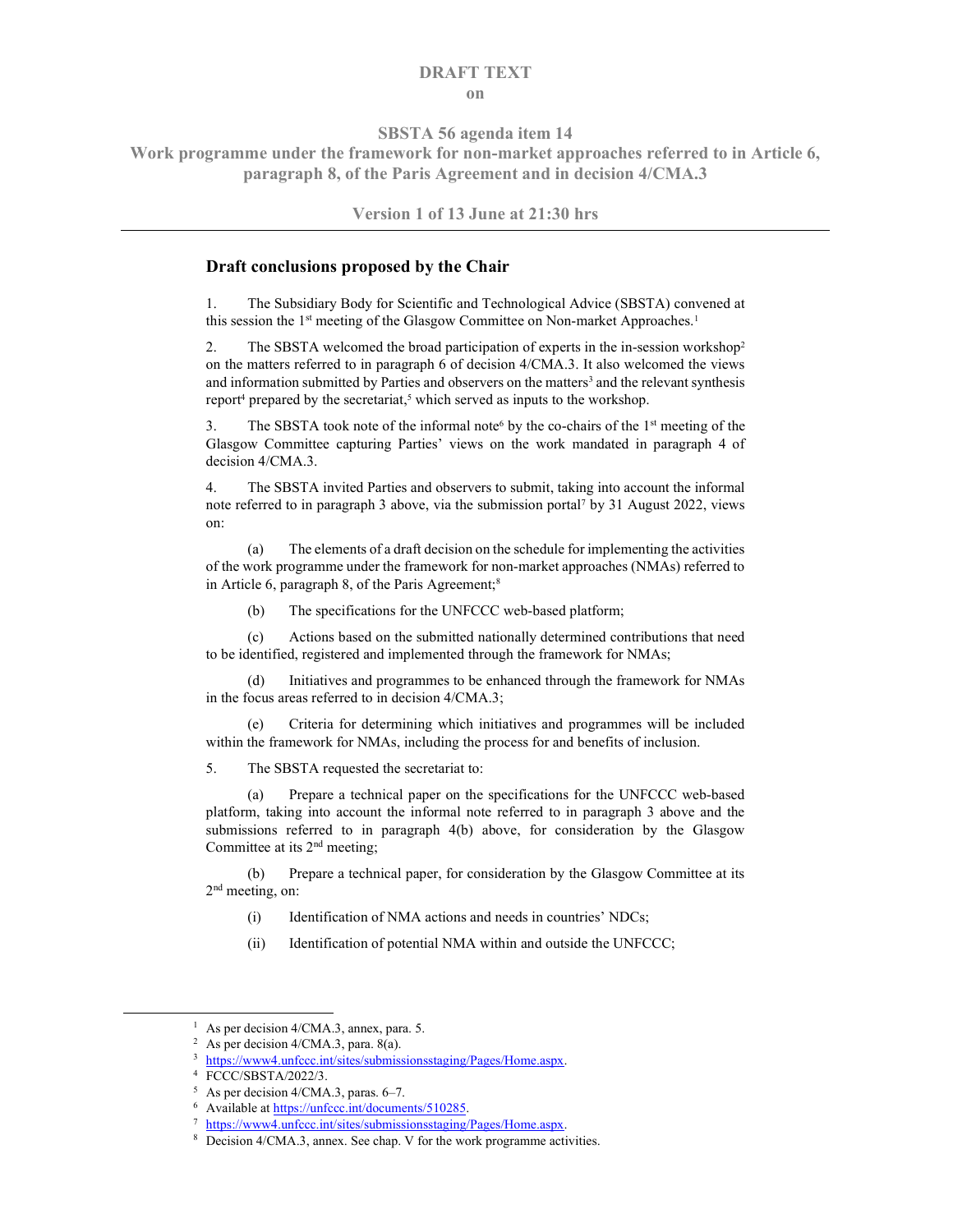# DRAFT TEXT

**on**

## SBSTA 56 agenda item 14

## Work programme under the framework for non-market approaches referred to in Article 6, paragraph 8, of the Paris Agreement and in decision 4/CMA.3

**Version 1 of 13 June at 21:30 hrs**

---

### Draft conclusions proposed by the Chair

1. The Subsidiary Body for Scientific and Technological Advice (SBSTA) convened at this session the 1st meeting of the Glasgow Committee on Non-market Approaches.[1]

2. The SBSTA welcomed the broad participation of experts in the in-session workshop[2] on the matters referred to in paragraph 6 of decision 4/CMA.3. It also welcomed the views and information submitted by Parties and observers on the matters[3] and the relevant synthesis report[4] prepared by the secretariat,[5] which served as inputs to the workshop.

3. The SBSTA took note of the informal note[6] by the co-chairs of the 1st meeting of the Glasgow Committee capturing Parties' views on the work mandated in paragraph 4 of decision 4/CMA.3.

4. The SBSTA invited Parties and observers to submit, taking into account the informal note referred to in paragraph 3 above, via the submission portal[7] by 31 August 2022, views on:

   (a) The elements of a draft decision on the schedule for implementing the activities of the work programme under the framework for non-market approaches (NMAs) referred to in Article 6, paragraph 8, of the Paris Agreement;[8]

   (b) The specifications for the UNFCCC web-based platform;

   (c) Actions based on the submitted nationally determined contributions that need to be identified, registered and implemented through the framework for NMAs;

   (d) Initiatives and programmes to be enhanced through the framework for NMAs in the focus areas referred to in decision 4/CMA.3;

   (e) Criteria for determining which initiatives and programmes will be included within the framework for NMAs, including the process for and benefits of inclusion.

5. The SBSTA requested the secretariat to:

   (a) Prepare a technical paper on the specifications for the UNFCCC web-based platform, taking into account the informal note referred to in paragraph 3 above and the submissions referred to in paragraph 4(b) above, for consideration by the Glasgow Committee at its 2nd meeting;

   (b) Prepare a technical paper, for consideration by the Glasgow Committee at its 2nd meeting, on:

      (i) Identification of NMA actions and needs in countries' NDCs;

      (ii) Identification of potential NMA within and outside the UNFCCC;

---

[1] As per decision 4/CMA.3, annex, para. 5.

[2] As per decision 4/CMA.3, para. 8(a).

[3] https://www4.unfccc.int/sites/submissionsstaging/Pages/Home.aspx.

[4] FCCC/SBSTA/2022/3.

[5] As per decision 4/CMA.3, paras. 6–7.

[6] Available at https://unfccc.int/documents/510285.

[7] https://www4.unfccc.int/sites/submissionsstaging/Pages/Home.aspx.

[8] Decision 4/CMA.3, annex. See chap. V for the work programme activities.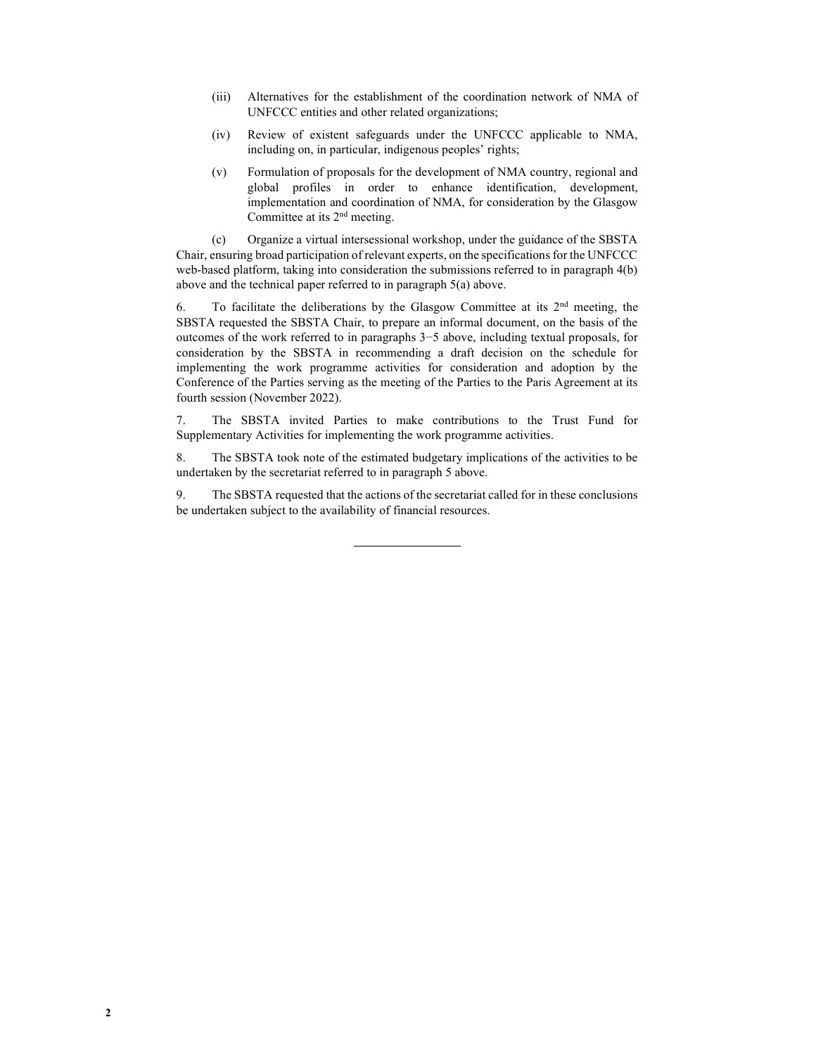(iii) Alternatives for the establishment of the coordination network of NMA of UNFCCC entities and other related organizations;

(iv) Review of existent safeguards under the UNFCCC applicable to NMA, including on, in particular, indigenous peoples' rights;

(v) Formulation of proposals for the development of NMA country, regional and global profiles in order to enhance identification, development, implementation and coordination of NMA, for consideration by the Glasgow Committee at its 2nd meeting.

(c) Organize a virtual intersessional workshop, under the guidance of the SBSTA Chair, ensuring broad participation of relevant experts, on the specifications for the UNFCCC web-based platform, taking into consideration the submissions referred to in paragraph 4(b) above and the technical paper referred to in paragraph 5(a) above.

6. To facilitate the deliberations by the Glasgow Committee at its 2nd meeting, the SBSTA requested the SBSTA Chair, to prepare an informal document, on the basis of the outcomes of the work referred to in paragraphs 3−5 above, including textual proposals, for consideration by the SBSTA in recommending a draft decision on the schedule for implementing the work programme activities for consideration and adoption by the Conference of the Parties serving as the meeting of the Parties to the Paris Agreement at its fourth session (November 2022).

7. The SBSTA invited Parties to make contributions to the Trust Fund for Supplementary Activities for implementing the work programme activities.

8. The SBSTA took note of the estimated budgetary implications of the activities to be undertaken by the secretariat referred to in paragraph 5 above.

9. The SBSTA requested that the actions of the secretariat called for in these conclusions be undertaken subject to the availability of financial resources.